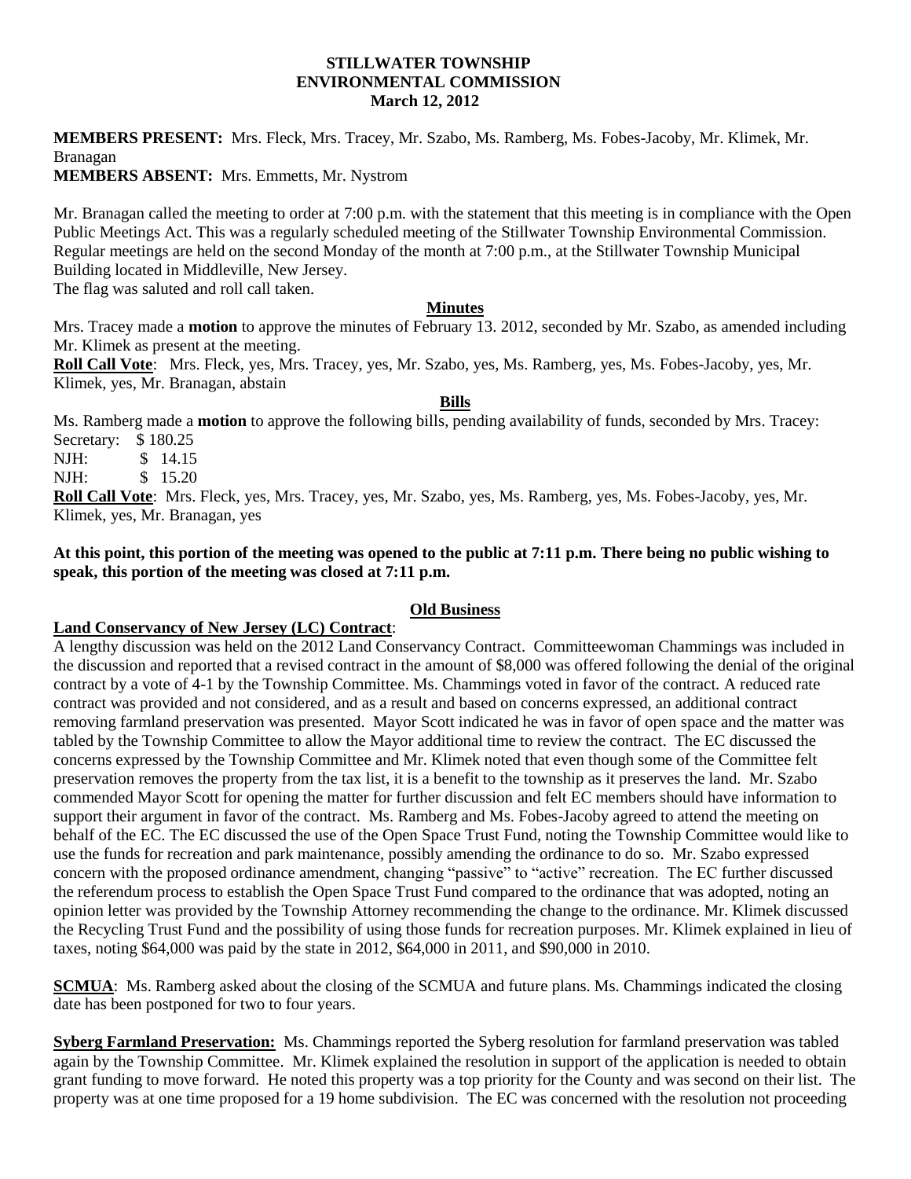**STILLWATER TOWNSHIP**
**ENVIRONMENTAL COMMISSION**
**March 12, 2012**

**MEMBERS PRESENT:** Mrs. Fleck, Mrs. Tracey, Mr. Szabo, Ms. Ramberg, Ms. Fobes-Jacoby, Mr. Klimek, Mr. Branagan
**MEMBERS ABSENT:** Mrs. Emmetts, Mr. Nystrom

Mr. Branagan called the meeting to order at 7:00 p.m. with the statement that this meeting is in compliance with the Open Public Meetings Act. This was a regularly scheduled meeting of the Stillwater Township Environmental Commission. Regular meetings are held on the second Monday of the month at 7:00 p.m., at the Stillwater Township Municipal Building located in Middleville, New Jersey.
The flag was saluted and roll call taken.

**Minutes**

Mrs. Tracey made a **motion** to approve the minutes of February 13. 2012, seconded by Mr. Szabo, as amended including Mr. Klimek as present at the meeting.
**Roll Call Vote**: Mrs. Fleck, yes, Mrs. Tracey, yes, Mr. Szabo, yes, Ms. Ramberg, yes, Ms. Fobes-Jacoby, yes, Mr. Klimek, yes, Mr. Branagan, abstain

**Bills**

Ms. Ramberg made a **motion** to approve the following bills, pending availability of funds, seconded by Mrs. Tracey:
Secretary: $ 180.25
NJH: $ 14.15
NJH: $ 15.20
**Roll Call Vote**: Mrs. Fleck, yes, Mrs. Tracey, yes, Mr. Szabo, yes, Ms. Ramberg, yes, Ms. Fobes-Jacoby, yes, Mr. Klimek, yes, Mr. Branagan, yes

**At this point, this portion of the meeting was opened to the public at 7:11 p.m. There being no public wishing to speak, this portion of the meeting was closed at 7:11 p.m.**

**Old Business**

**Land Conservancy of New Jersey (LC) Contract**:
A lengthy discussion was held on the 2012 Land Conservancy Contract. Committeewoman Chammings was included in the discussion and reported that a revised contract in the amount of $8,000 was offered following the denial of the original contract by a vote of 4-1 by the Township Committee. Ms. Chammings voted in favor of the contract. A reduced rate contract was provided and not considered, and as a result and based on concerns expressed, an additional contract removing farmland preservation was presented. Mayor Scott indicated he was in favor of open space and the matter was tabled by the Township Committee to allow the Mayor additional time to review the contract. The EC discussed the concerns expressed by the Township Committee and Mr. Klimek noted that even though some of the Committee felt preservation removes the property from the tax list, it is a benefit to the township as it preserves the land. Mr. Szabo commended Mayor Scott for opening the matter for further discussion and felt EC members should have information to support their argument in favor of the contract. Ms. Ramberg and Ms. Fobes-Jacoby agreed to attend the meeting on behalf of the EC. The EC discussed the use of the Open Space Trust Fund, noting the Township Committee would like to use the funds for recreation and park maintenance, possibly amending the ordinance to do so. Mr. Szabo expressed concern with the proposed ordinance amendment, changing "passive" to "active" recreation. The EC further discussed the referendum process to establish the Open Space Trust Fund compared to the ordinance that was adopted, noting an opinion letter was provided by the Township Attorney recommending the change to the ordinance. Mr. Klimek discussed the Recycling Trust Fund and the possibility of using those funds for recreation purposes. Mr. Klimek explained in lieu of taxes, noting $64,000 was paid by the state in 2012, $64,000 in 2011, and $90,000 in 2010.

**SCMUA**: Ms. Ramberg asked about the closing of the SCMUA and future plans. Ms. Chammings indicated the closing date has been postponed for two to four years.

**Syberg Farmland Preservation:** Ms. Chammings reported the Syberg resolution for farmland preservation was tabled again by the Township Committee. Mr. Klimek explained the resolution in support of the application is needed to obtain grant funding to move forward. He noted this property was a top priority for the County and was second on their list. The property was at one time proposed for a 19 home subdivision. The EC was concerned with the resolution not proceeding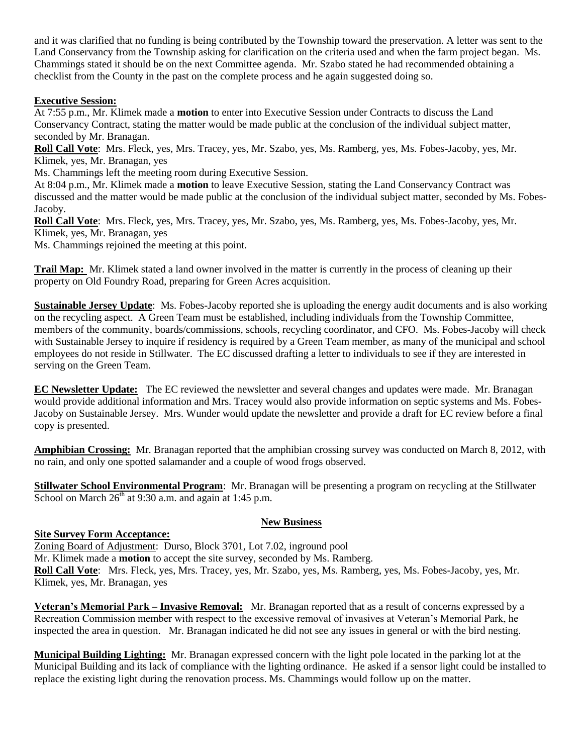and it was clarified that no funding is being contributed by the Township toward the preservation. A letter was sent to the Land Conservancy from the Township asking for clarification on the criteria used and when the farm project began. Ms. Chammings stated it should be on the next Committee agenda. Mr. Szabo stated he had recommended obtaining a checklist from the County in the past on the complete process and he again suggested doing so.

**Executive Session:**
At 7:55 p.m., Mr. Klimek made a **motion** to enter into Executive Session under Contracts to discuss the Land Conservancy Contract, stating the matter would be made public at the conclusion of the individual subject matter, seconded by Mr. Branagan.
**Roll Call Vote**: Mrs. Fleck, yes, Mrs. Tracey, yes, Mr. Szabo, yes, Ms. Ramberg, yes, Ms. Fobes-Jacoby, yes, Mr. Klimek, yes, Mr. Branagan, yes
Ms. Chammings left the meeting room during Executive Session.
At 8:04 p.m., Mr. Klimek made a **motion** to leave Executive Session, stating the Land Conservancy Contract was discussed and the matter would be made public at the conclusion of the individual subject matter, seconded by Ms. Fobes-Jacoby.
**Roll Call Vote**: Mrs. Fleck, yes, Mrs. Tracey, yes, Mr. Szabo, yes, Ms. Ramberg, yes, Ms. Fobes-Jacoby, yes, Mr. Klimek, yes, Mr. Branagan, yes
Ms. Chammings rejoined the meeting at this point.

**Trail Map:** Mr. Klimek stated a land owner involved in the matter is currently in the process of cleaning up their property on Old Foundry Road, preparing for Green Acres acquisition.

**Sustainable Jersey Update**: Ms. Fobes-Jacoby reported she is uploading the energy audit documents and is also working on the recycling aspect. A Green Team must be established, including individuals from the Township Committee, members of the community, boards/commissions, schools, recycling coordinator, and CFO. Ms. Fobes-Jacoby will check with Sustainable Jersey to inquire if residency is required by a Green Team member, as many of the municipal and school employees do not reside in Stillwater. The EC discussed drafting a letter to individuals to see if they are interested in serving on the Green Team.

**EC Newsletter Update:** The EC reviewed the newsletter and several changes and updates were made. Mr. Branagan would provide additional information and Mrs. Tracey would also provide information on septic systems and Ms. Fobes-Jacoby on Sustainable Jersey. Mrs. Wunder would update the newsletter and provide a draft for EC review before a final copy is presented.

**Amphibian Crossing:** Mr. Branagan reported that the amphibian crossing survey was conducted on March 8, 2012, with no rain, and only one spotted salamander and a couple of wood frogs observed.

**Stillwater School Environmental Program**: Mr. Branagan will be presenting a program on recycling at the Stillwater School on March 26th at 9:30 a.m. and again at 1:45 p.m.

## New Business

**Site Survey Form Acceptance:**
Zoning Board of Adjustment: Durso, Block 3701, Lot 7.02, inground pool
Mr. Klimek made a **motion** to accept the site survey, seconded by Ms. Ramberg.
**Roll Call Vote**: Mrs. Fleck, yes, Mrs. Tracey, yes, Mr. Szabo, yes, Ms. Ramberg, yes, Ms. Fobes-Jacoby, yes, Mr. Klimek, yes, Mr. Branagan, yes

**Veteran's Memorial Park – Invasive Removal:** Mr. Branagan reported that as a result of concerns expressed by a Recreation Commission member with respect to the excessive removal of invasives at Veteran's Memorial Park, he inspected the area in question. Mr. Branagan indicated he did not see any issues in general or with the bird nesting.

**Municipal Building Lighting:** Mr. Branagan expressed concern with the light pole located in the parking lot at the Municipal Building and its lack of compliance with the lighting ordinance. He asked if a sensor light could be installed to replace the existing light during the renovation process. Ms. Chammings would follow up on the matter.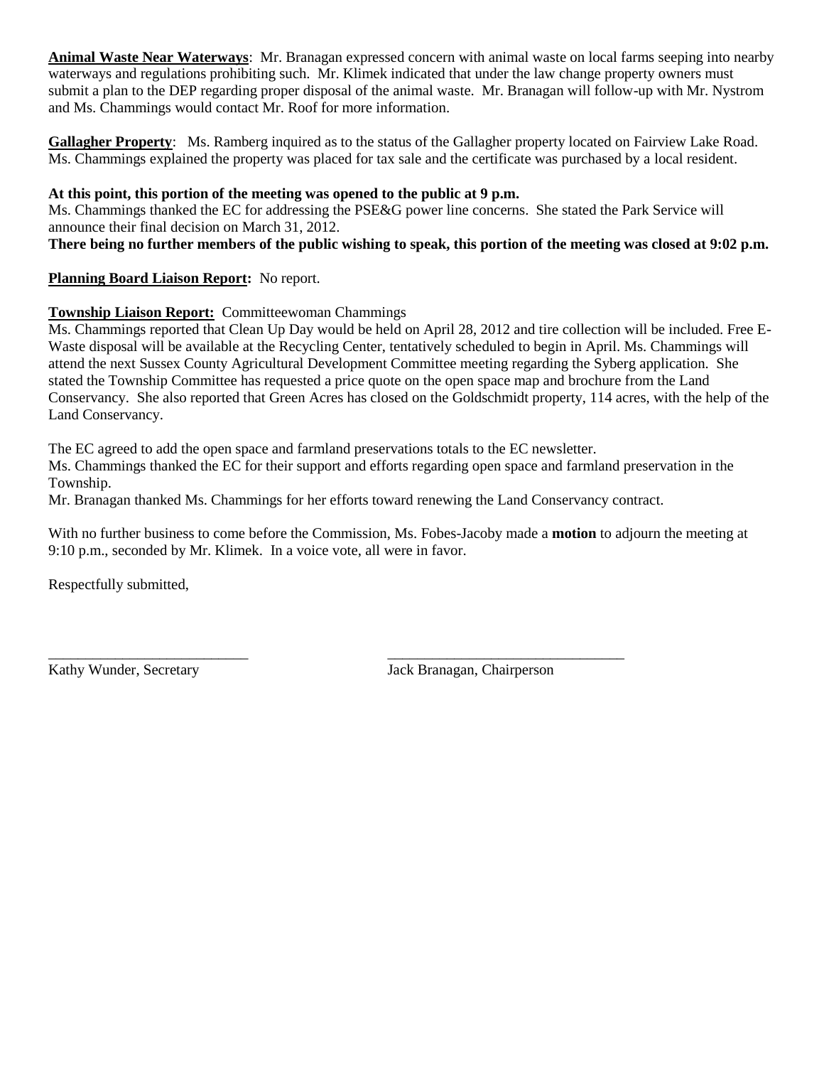**Animal Waste Near Waterways**: Mr. Branagan expressed concern with animal waste on local farms seeping into nearby waterways and regulations prohibiting such. Mr. Klimek indicated that under the law change property owners must submit a plan to the DEP regarding proper disposal of the animal waste. Mr. Branagan will follow-up with Mr. Nystrom and Ms. Chammings would contact Mr. Roof for more information.

**Gallagher Property**: Ms. Ramberg inquired as to the status of the Gallagher property located on Fairview Lake Road. Ms. Chammings explained the property was placed for tax sale and the certificate was purchased by a local resident.

**At this point, this portion of the meeting was opened to the public at 9 p.m.**

Ms. Chammings thanked the EC for addressing the PSE&G power line concerns. She stated the Park Service will announce their final decision on March 31, 2012.

**There being no further members of the public wishing to speak, this portion of the meeting was closed at 9:02 p.m.**

**Planning Board Liaison Report:** No report.

**Township Liaison Report:** Committeewoman Chammings

Ms. Chammings reported that Clean Up Day would be held on April 28, 2012 and tire collection will be included. Free E-Waste disposal will be available at the Recycling Center, tentatively scheduled to begin in April. Ms. Chammings will attend the next Sussex County Agricultural Development Committee meeting regarding the Syberg application. She stated the Township Committee has requested a price quote on the open space map and brochure from the Land Conservancy. She also reported that Green Acres has closed on the Goldschmidt property, 114 acres, with the help of the Land Conservancy.

The EC agreed to add the open space and farmland preservations totals to the EC newsletter.

Ms. Chammings thanked the EC for their support and efforts regarding open space and farmland preservation in the Township.

Mr. Branagan thanked Ms. Chammings for her efforts toward renewing the Land Conservancy contract.

With no further business to come before the Commission, Ms. Fobes-Jacoby made a **motion** to adjourn the meeting at 9:10 p.m., seconded by Mr. Klimek. In a voice vote, all were in favor.

Respectfully submitted,

\_\_\_\_\_\_\_\_\_\_\_\_\_\_\_\_\_\_\_\_\_\_\_\_\_\_\_ \_\_\_\_\_\_\_\_\_\_\_\_\_\_\_\_\_\_\_\_\_\_\_\_\_\_\_\_\_\_\_\_

Kathy Wunder, Secretary Jack Branagan, Chairperson